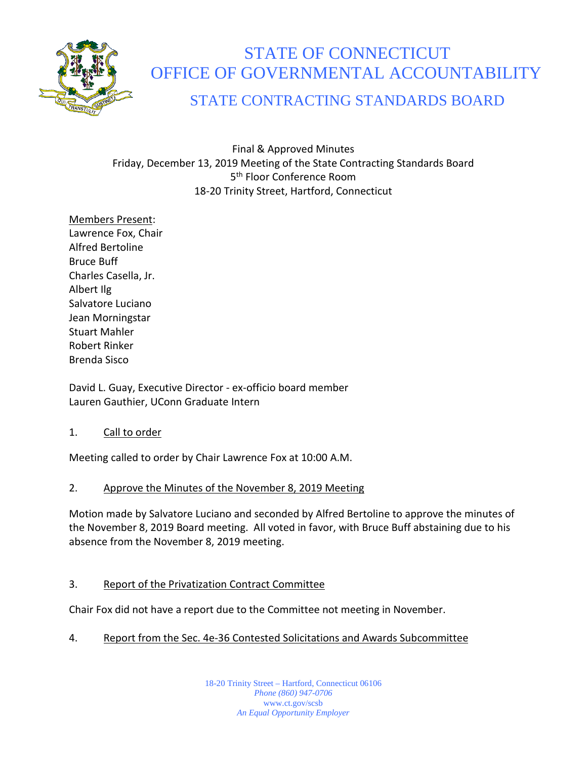# STATE OF CONNECTICUT
# OFFICE OF GOVERNMENTAL ACCOUNTABILITY
## STATE CONTRACTING STANDARDS BOARD

Final & Approved Minutes
Friday, December 13, 2019 Meeting of the State Contracting Standards Board
5th Floor Conference Room
18-20 Trinity Street, Hartford, Connecticut

Members Present:
Lawrence Fox, Chair
Alfred Bertoline
Bruce Buff
Charles Casella, Jr.
Albert Ilg
Salvatore Luciano
Jean Morningstar
Stuart Mahler
Robert Rinker
Brenda Sisco

David L. Guay, Executive Director - ex-officio board member
Lauren Gauthier, UConn Graduate Intern

1. Call to order

Meeting called to order by Chair Lawrence Fox at 10:00 A.M.

2. Approve the Minutes of the November 8, 2019 Meeting

Motion made by Salvatore Luciano and seconded by Alfred Bertoline to approve the minutes of the November 8, 2019 Board meeting. All voted in favor, with Bruce Buff abstaining due to his absence from the November 8, 2019 meeting.

3. Report of the Privatization Contract Committee

Chair Fox did not have a report due to the Committee not meeting in November.

4. Report from the Sec. 4e-36 Contested Solicitations and Awards Subcommittee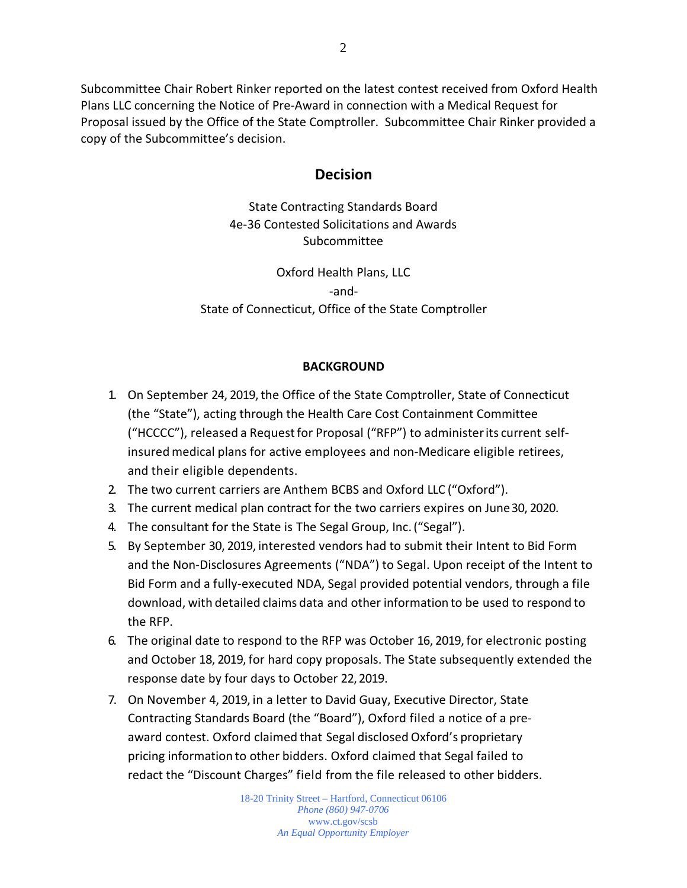Subcommittee Chair Robert Rinker reported on the latest contest received from Oxford Health Plans LLC concerning the Notice of Pre-Award in connection with a Medical Request for Proposal issued by the Office of the State Comptroller. Subcommittee Chair Rinker provided a copy of the Subcommittee's decision.

## Decision

State Contracting Standards Board
4e-36 Contested Solicitations and Awards
Subcommittee

Oxford Health Plans, LLC
-and-
State of Connecticut, Office of the State Comptroller

**BACKGROUND**

1. On September 24, 2019, the Office of the State Comptroller, State of Connecticut (the "State"), acting through the Health Care Cost Containment Committee ("HCCCC"), released a Request for Proposal ("RFP") to administer its current self-insured medical plans for active employees and non-Medicare eligible retirees, and their eligible dependents.
2. The two current carriers are Anthem BCBS and Oxford LLC ("Oxford").
3. The current medical plan contract for the two carriers expires on June 30, 2020.
4. The consultant for the State is The Segal Group, Inc. ("Segal").
5. By September 30, 2019, interested vendors had to submit their Intent to Bid Form and the Non-Disclosures Agreements ("NDA") to Segal. Upon receipt of the Intent to Bid Form and a fully-executed NDA, Segal provided potential vendors, through a file download, with detailed claims data and other information to be used to respond to the RFP.
6. The original date to respond to the RFP was October 16, 2019, for electronic posting and October 18, 2019, for hard copy proposals. The State subsequently extended the response date by four days to October 22, 2019.
7. On November 4, 2019, in a letter to David Guay, Executive Director, State Contracting Standards Board (the "Board"), Oxford filed a notice of a pre-award contest. Oxford claimed that Segal disclosed Oxford's proprietary pricing information to other bidders. Oxford claimed that Segal failed to redact the "Discount Charges" field from the file released to other bidders.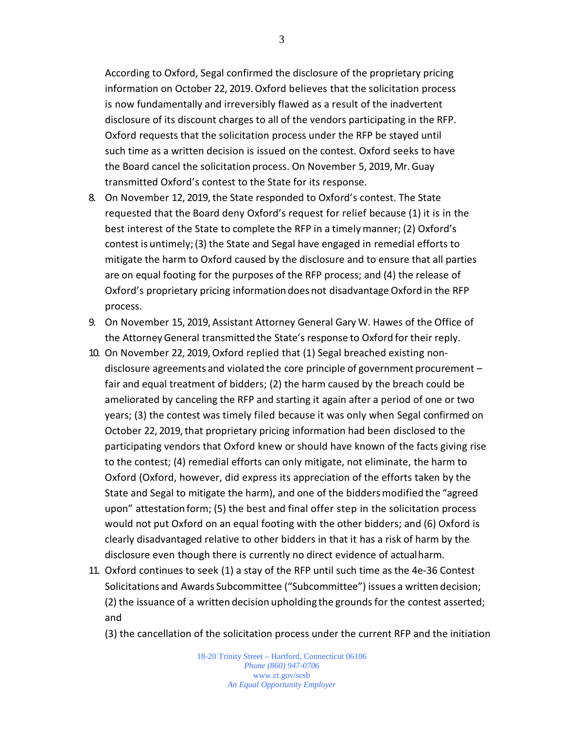According to Oxford, Segal confirmed the disclosure of the proprietary pricing information on October 22, 2019. Oxford believes that the solicitation process is now fundamentally and irreversibly flawed as a result of the inadvertent disclosure of its discount charges to all of the vendors participating in the RFP. Oxford requests that the solicitation process under the RFP be stayed until such time as a written decision is issued on the contest. Oxford seeks to have the Board cancel the solicitation process. On November 5, 2019, Mr. Guay transmitted Oxford's contest to the State for its response.

8. On November 12, 2019, the State responded to Oxford's contest. The State requested that the Board deny Oxford's request for relief because (1) it is in the best interest of the State to complete the RFP in a timely manner; (2) Oxford's contest is untimely; (3) the State and Segal have engaged in remedial efforts to mitigate the harm to Oxford caused by the disclosure and to ensure that all parties are on equal footing for the purposes of the RFP process; and (4) the release of Oxford's proprietary pricing information does not disadvantage Oxford in the RFP process.
9. On November 15, 2019, Assistant Attorney General Gary W. Hawes of the Office of the Attorney General transmitted the State's response to Oxford for their reply.
10. On November 22, 2019, Oxford replied that (1) Segal breached existing non-disclosure agreements and violated the core principle of government procurement – fair and equal treatment of bidders; (2) the harm caused by the breach could be ameliorated by canceling the RFP and starting it again after a period of one or two years; (3) the contest was timely filed because it was only when Segal confirmed on October 22, 2019, that proprietary pricing information had been disclosed to the participating vendors that Oxford knew or should have known of the facts giving rise to the contest; (4) remedial efforts can only mitigate, not eliminate, the harm to Oxford (Oxford, however, did express its appreciation of the efforts taken by the State and Segal to mitigate the harm), and one of the bidders modified the "agreed upon" attestation form; (5) the best and final offer step in the solicitation process would not put Oxford on an equal footing with the other bidders; and (6) Oxford is clearly disadvantaged relative to other bidders in that it has a risk of harm by the disclosure even though there is currently no direct evidence of actual harm.
11. Oxford continues to seek (1) a stay of the RFP until such time as the 4e-36 Contest Solicitations and Awards Subcommittee ("Subcommittee") issues a written decision; (2) the issuance of a written decision upholding the grounds for the contest asserted; and

    (3) the cancellation of the solicitation process under the current RFP and the initiation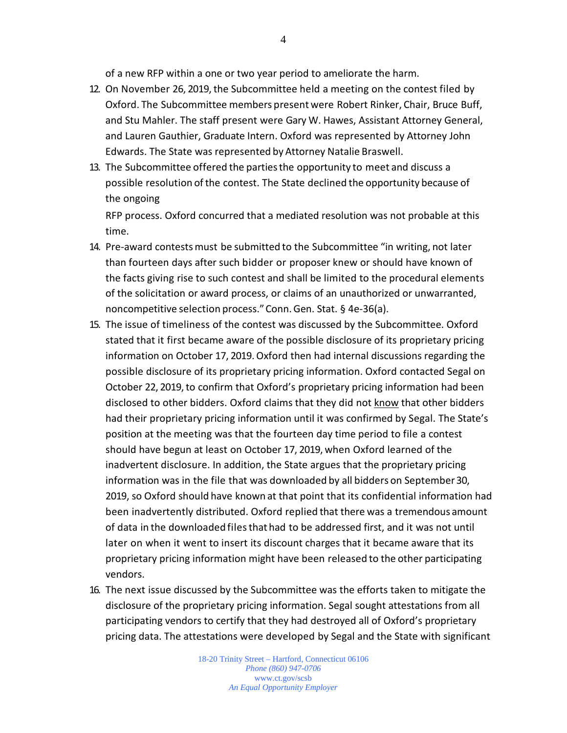of a new RFP within a one or two year period to ameliorate the harm.

12. On November 26, 2019, the Subcommittee held a meeting on the contest filed by Oxford. The Subcommittee members present were Robert Rinker, Chair, Bruce Buff, and Stu Mahler. The staff present were Gary W. Hawes, Assistant Attorney General, and Lauren Gauthier, Graduate Intern. Oxford was represented by Attorney John Edwards. The State was represented by Attorney Natalie Braswell.
13. The Subcommittee offered the parties the opportunity to meet and discuss a possible resolution of the contest. The State declined the opportunity because of the ongoing

    RFP process. Oxford concurred that a mediated resolution was not probable at this time.
14. Pre-award contests must be submitted to the Subcommittee "in writing, not later than fourteen days after such bidder or proposer knew or should have known of the facts giving rise to such contest and shall be limited to the procedural elements of the solicitation or award process, or claims of an unauthorized or unwarranted, noncompetitive selection process." Conn. Gen. Stat. § 4e-36(a).
15. The issue of timeliness of the contest was discussed by the Subcommittee. Oxford stated that it first became aware of the possible disclosure of its proprietary pricing information on October 17, 2019. Oxford then had internal discussions regarding the possible disclosure of its proprietary pricing information. Oxford contacted Segal on October 22, 2019, to confirm that Oxford's proprietary pricing information had been disclosed to other bidders. Oxford claims that they did not <u>know</u> that other bidders had their proprietary pricing information until it was confirmed by Segal. The State's position at the meeting was that the fourteen day time period to file a contest should have begun at least on October 17, 2019, when Oxford learned of the inadvertent disclosure. In addition, the State argues that the proprietary pricing information was in the file that was downloaded by all bidders on September 30, 2019, so Oxford should have known at that point that its confidential information had been inadvertently distributed. Oxford replied that there was a tremendous amount of data in the downloaded files that had to be addressed first, and it was not until later on when it went to insert its discount charges that it became aware that its proprietary pricing information might have been released to the other participating vendors.
16. The next issue discussed by the Subcommittee was the efforts taken to mitigate the disclosure of the proprietary pricing information. Segal sought attestations from all participating vendors to certify that they had destroyed all of Oxford's proprietary pricing data. The attestations were developed by Segal and the State with significant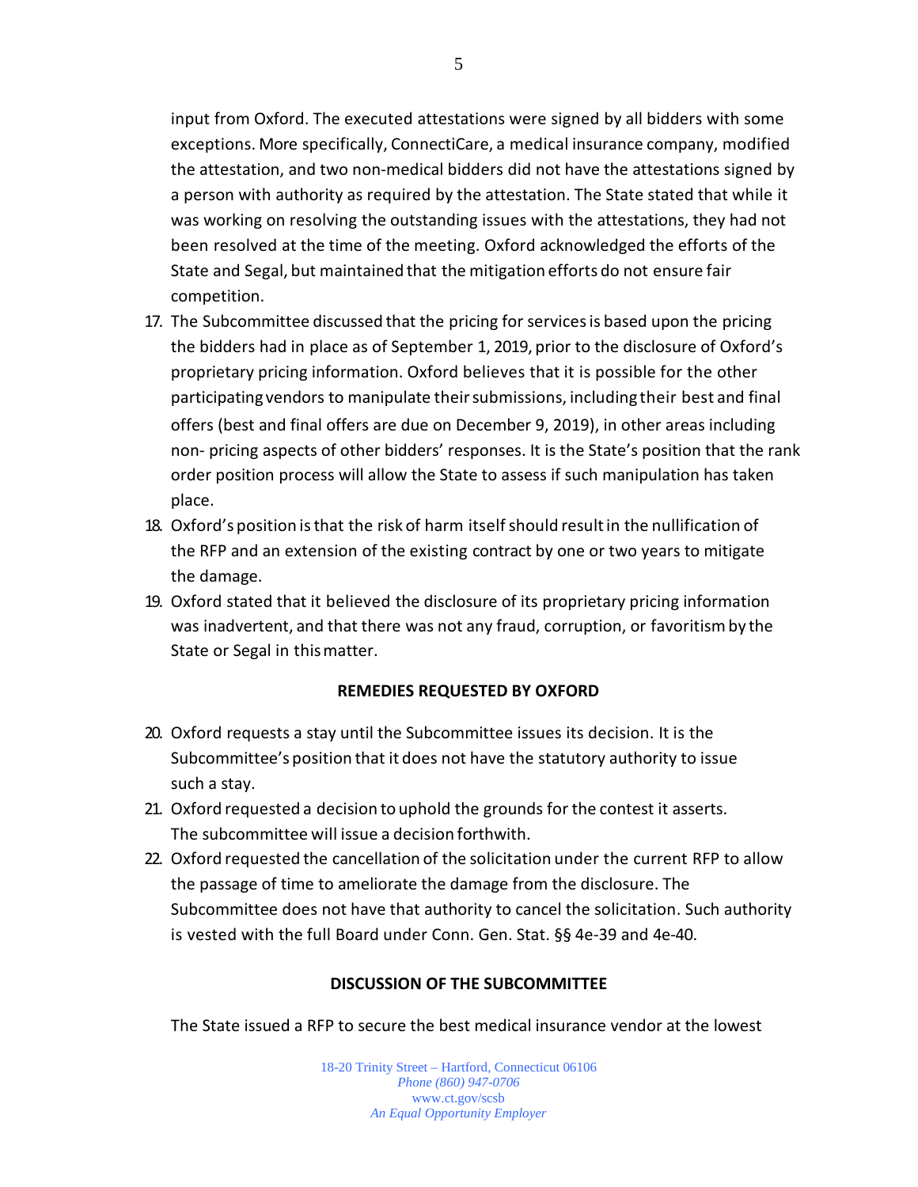input from Oxford. The executed attestations were signed by all bidders with some exceptions. More specifically, ConnectiCare, a medical insurance company, modified the attestation, and two non-medical bidders did not have the attestations signed by a person with authority as required by the attestation. The State stated that while it was working on resolving the outstanding issues with the attestations, they had not been resolved at the time of the meeting. Oxford acknowledged the efforts of the State and Segal, but maintained that the mitigation efforts do not ensure fair competition.

17. The Subcommittee discussed that the pricing for services is based upon the pricing the bidders had in place as of September 1, 2019, prior to the disclosure of Oxford's proprietary pricing information. Oxford believes that it is possible for the other participating vendors to manipulate their submissions, including their best and final offers (best and final offers are due on December 9, 2019), in other areas including non- pricing aspects of other bidders' responses. It is the State's position that the rank order position process will allow the State to assess if such manipulation has taken place.
18. Oxford's position is that the risk of harm itself should result in the nullification of the RFP and an extension of the existing contract by one or two years to mitigate the damage.
19. Oxford stated that it believed the disclosure of its proprietary pricing information was inadvertent, and that there was not any fraud, corruption, or favoritism by the State or Segal in this matter.

**REMEDIES REQUESTED BY OXFORD**

20. Oxford requests a stay until the Subcommittee issues its decision. It is the Subcommittee's position that it does not have the statutory authority to issue such a stay.
21. Oxford requested a decision to uphold the grounds for the contest it asserts. The subcommittee will issue a decision forthwith.
22. Oxford requested the cancellation of the solicitation under the current RFP to allow the passage of time to ameliorate the damage from the disclosure. The Subcommittee does not have that authority to cancel the solicitation. Such authority is vested with the full Board under Conn. Gen. Stat. §§ 4e-39 and 4e-40.

**DISCUSSION OF THE SUBCOMMITTEE**

The State issued a RFP to secure the best medical insurance vendor at the lowest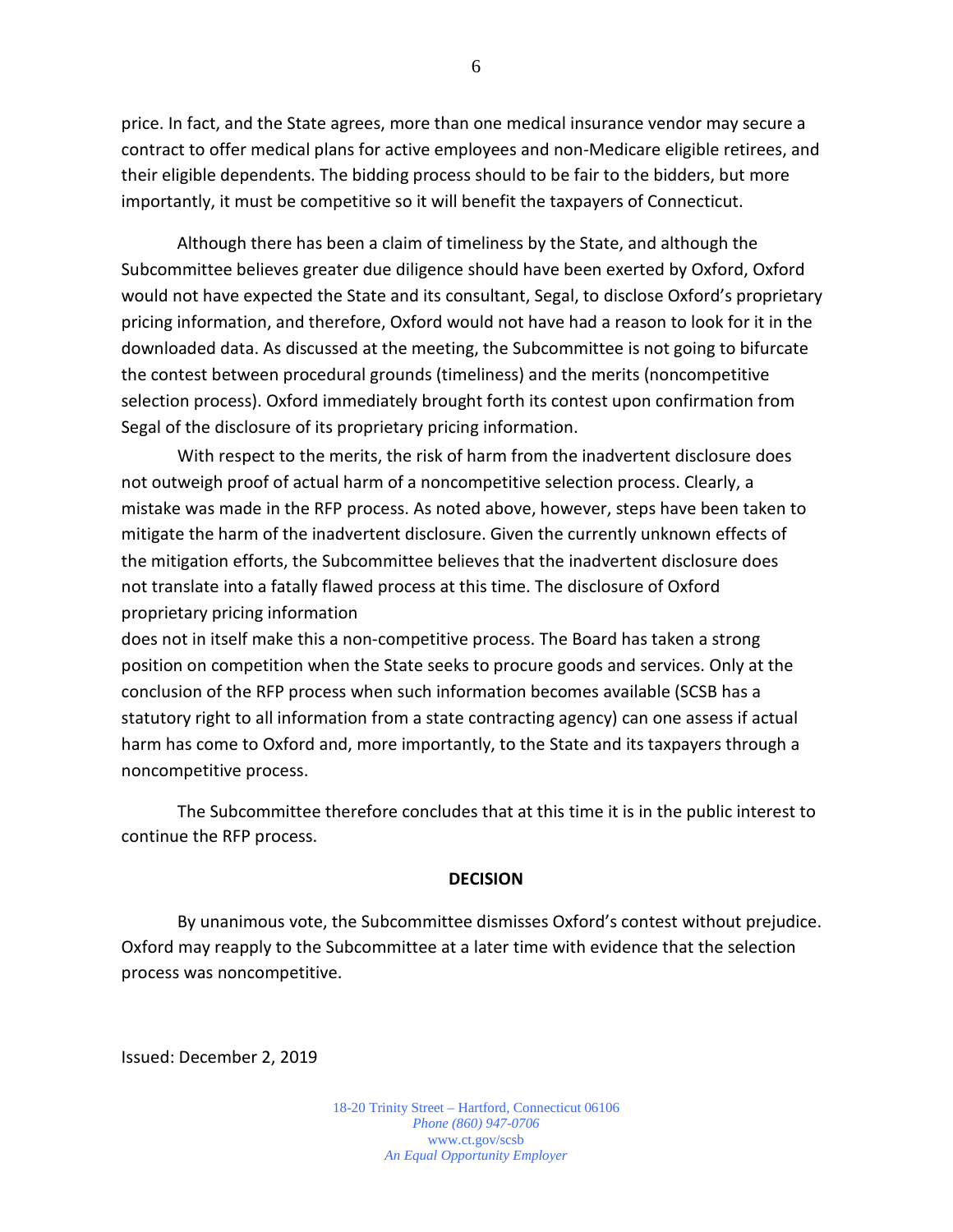price. In fact, and the State agrees, more than one medical insurance vendor may secure a contract to offer medical plans for active employees and non-Medicare eligible retirees, and their eligible dependents. The bidding process should to be fair to the bidders, but more importantly, it must be competitive so it will benefit the taxpayers of Connecticut.

Although there has been a claim of timeliness by the State, and although the Subcommittee believes greater due diligence should have been exerted by Oxford, Oxford would not have expected the State and its consultant, Segal, to disclose Oxford's proprietary pricing information, and therefore, Oxford would not have had a reason to look for it in the downloaded data. As discussed at the meeting, the Subcommittee is not going to bifurcate the contest between procedural grounds (timeliness) and the merits (noncompetitive selection process). Oxford immediately brought forth its contest upon confirmation from Segal of the disclosure of its proprietary pricing information.

With respect to the merits, the risk of harm from the inadvertent disclosure does not outweigh proof of actual harm of a noncompetitive selection process. Clearly, a mistake was made in the RFP process. As noted above, however, steps have been taken to mitigate the harm of the inadvertent disclosure. Given the currently unknown effects of the mitigation efforts, the Subcommittee believes that the inadvertent disclosure does not translate into a fatally flawed process at this time. The disclosure of Oxford proprietary pricing information does not in itself make this a non-competitive process. The Board has taken a strong position on competition when the State seeks to procure goods and services. Only at the conclusion of the RFP process when such information becomes available (SCSB has a statutory right to all information from a state contracting agency) can one assess if actual harm has come to Oxford and, more importantly, to the State and its taxpayers through a noncompetitive process.

The Subcommittee therefore concludes that at this time it is in the public interest to continue the RFP process.

**DECISION**

By unanimous vote, the Subcommittee dismisses Oxford's contest without prejudice. Oxford may reapply to the Subcommittee at a later time with evidence that the selection process was noncompetitive.

Issued: December 2, 2019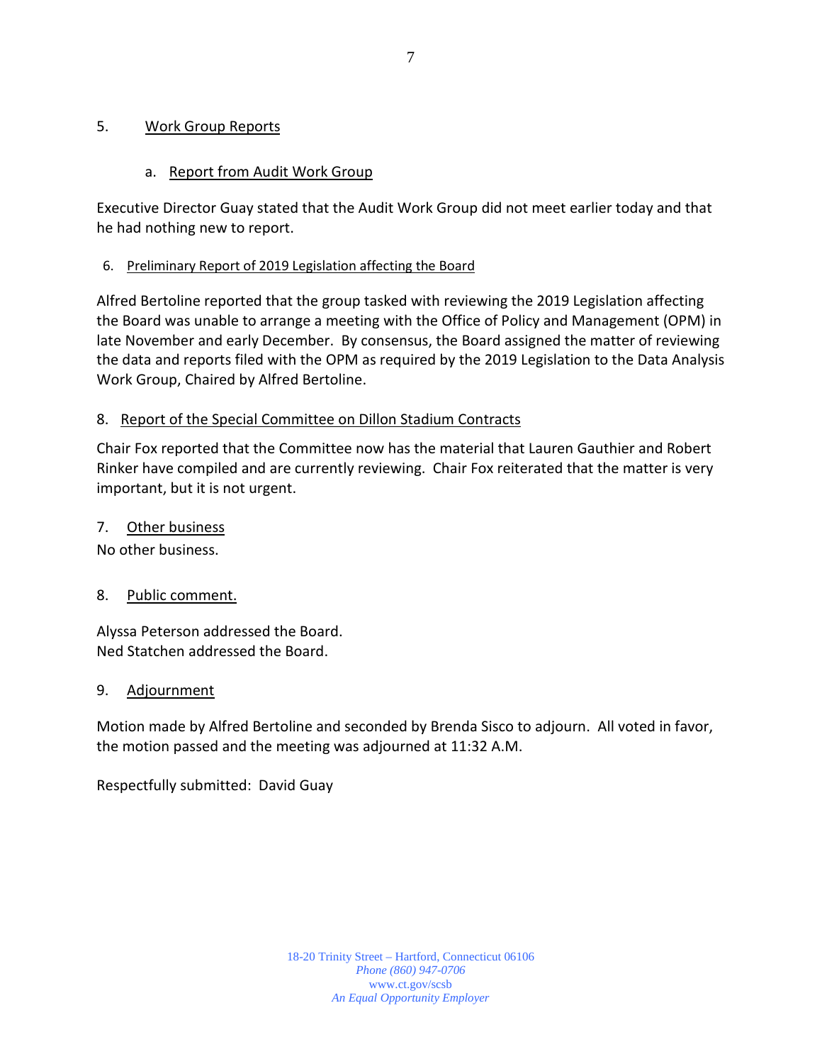5. Work Group Reports

   a. Report from Audit Work Group

Executive Director Guay stated that the Audit Work Group did not meet earlier today and that he had nothing new to report.

6. Preliminary Report of 2019 Legislation affecting the Board

Alfred Bertoline reported that the group tasked with reviewing the 2019 Legislation affecting the Board was unable to arrange a meeting with the Office of Policy and Management (OPM) in late November and early December. By consensus, the Board assigned the matter of reviewing the data and reports filed with the OPM as required by the 2019 Legislation to the Data Analysis Work Group, Chaired by Alfred Bertoline.

8. Report of the Special Committee on Dillon Stadium Contracts

Chair Fox reported that the Committee now has the material that Lauren Gauthier and Robert Rinker have compiled and are currently reviewing. Chair Fox reiterated that the matter is very important, but it is not urgent.

7. Other business

No other business.

8. Public comment.

Alyssa Peterson addressed the Board.
Ned Statchen addressed the Board.

9. Adjournment

Motion made by Alfred Bertoline and seconded by Brenda Sisco to adjourn. All voted in favor, the motion passed and the meeting was adjourned at 11:32 A.M.

Respectfully submitted: David Guay

18-20 Trinity Street – Hartford, Connecticut 06106
*Phone (860) 947-0706*
www.ct.gov/scsb
*An Equal Opportunity Employer*